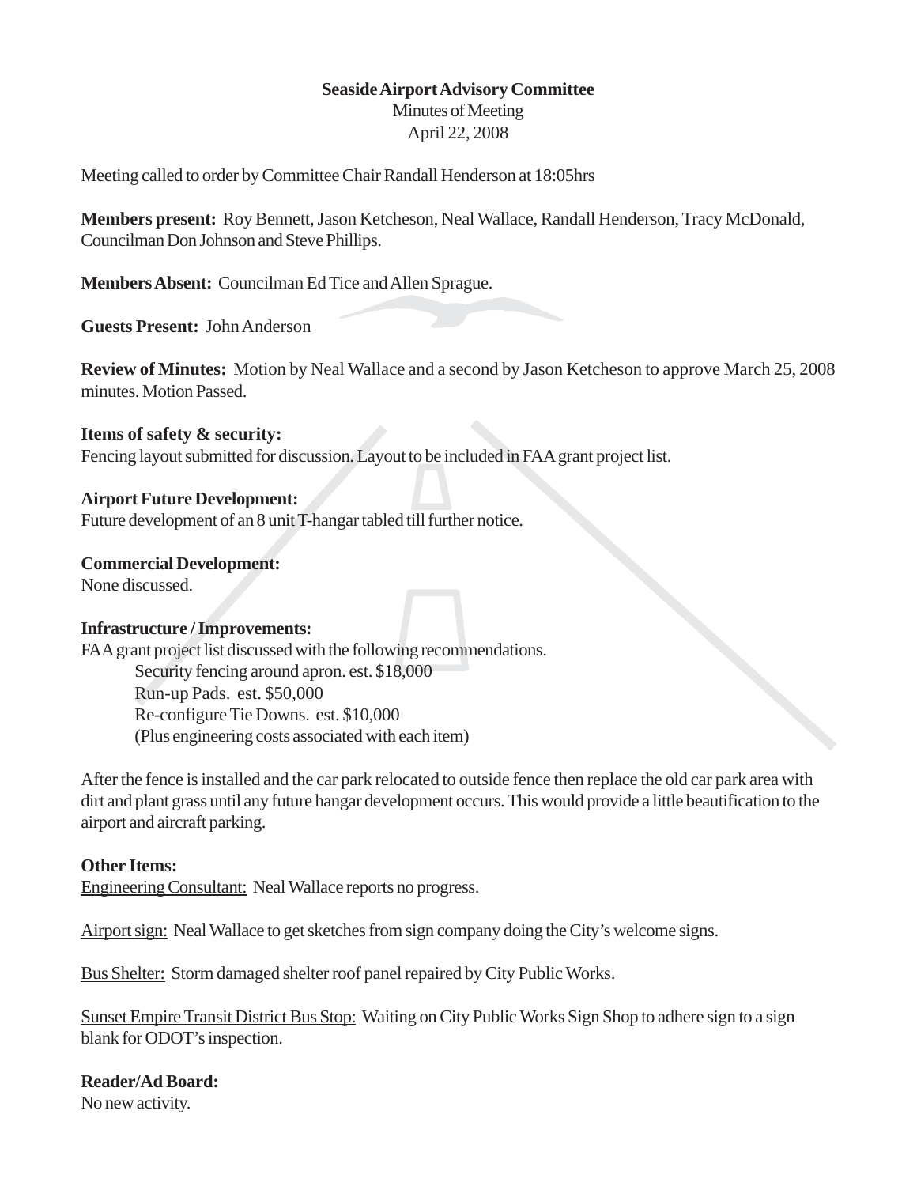**Seaside Airport Advisory Committee**

Minutes of Meeting

April 22, 2008

Meeting called to order by Committee Chair Randall Henderson at 18:05hrs

**Members present:** Roy Bennett, Jason Ketcheson, Neal Wallace, Randall Henderson, Tracy McDonald, Councilman Don Johnson and Steve Phillips.

**Members Absent:** Councilman Ed Tice and Allen Sprague.

**Guests Present:** John Anderson

**Review of Minutes:** Motion by Neal Wallace and a second by Jason Ketcheson to approve March 25, 2008 minutes. Motion Passed.

**Items of safety & security:**

Fencing layout submitted for discussion. Layout to be included in FAA grant project list.

**Airport Future Development:**

Future development of an 8 unit T-hangar tabled till further notice.

**Commercial Development:**

None discussed.

**Infrastructure / Improvements:**

FAA grant project list discussed with the following recommendations.

Security fencing around apron. est. $18,000
Run-up Pads. est. $50,000
Re-configure Tie Downs. est. $10,000
(Plus engineering costs associated with each item)

After the fence is installed and the car park relocated to outside fence then replace the old car park area with dirt and plant grass until any future hangar development occurs. This would provide a little beautification to the airport and aircraft parking.

**Other Items:**

Engineering Consultant: Neal Wallace reports no progress.

Airport sign: Neal Wallace to get sketches from sign company doing the City's welcome signs.

Bus Shelter: Storm damaged shelter roof panel repaired by City Public Works.

Sunset Empire Transit District Bus Stop: Waiting on City Public Works Sign Shop to adhere sign to a sign blank for ODOT's inspection.

**Reader/Ad Board:**

No new activity.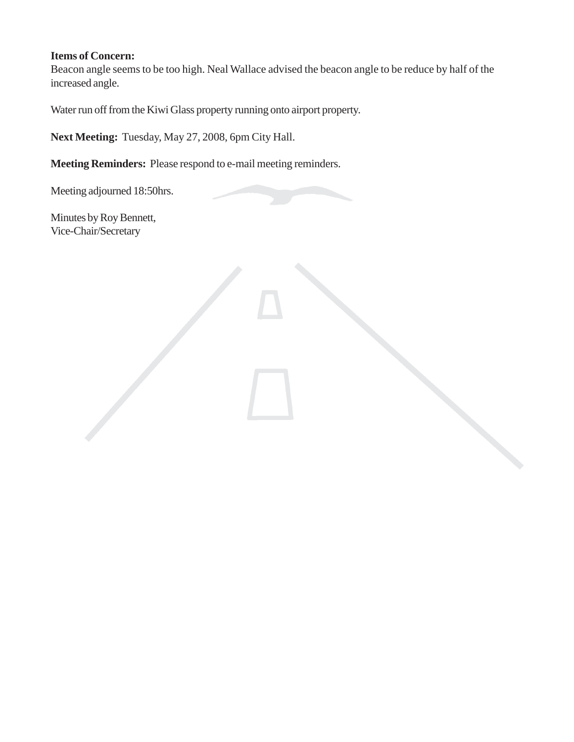**Items of Concern:**
Beacon angle seems to be too high. Neal Wallace advised the beacon angle to be reduce by half of the increased angle.

Water run off from the Kiwi Glass property running onto airport property.

**Next Meeting:** Tuesday, May 27, 2008, 6pm City Hall.

**Meeting Reminders:** Please respond to e-mail meeting reminders.

Meeting adjourned 18:50hrs.

Minutes by Roy Bennett,
Vice-Chair/Secretary